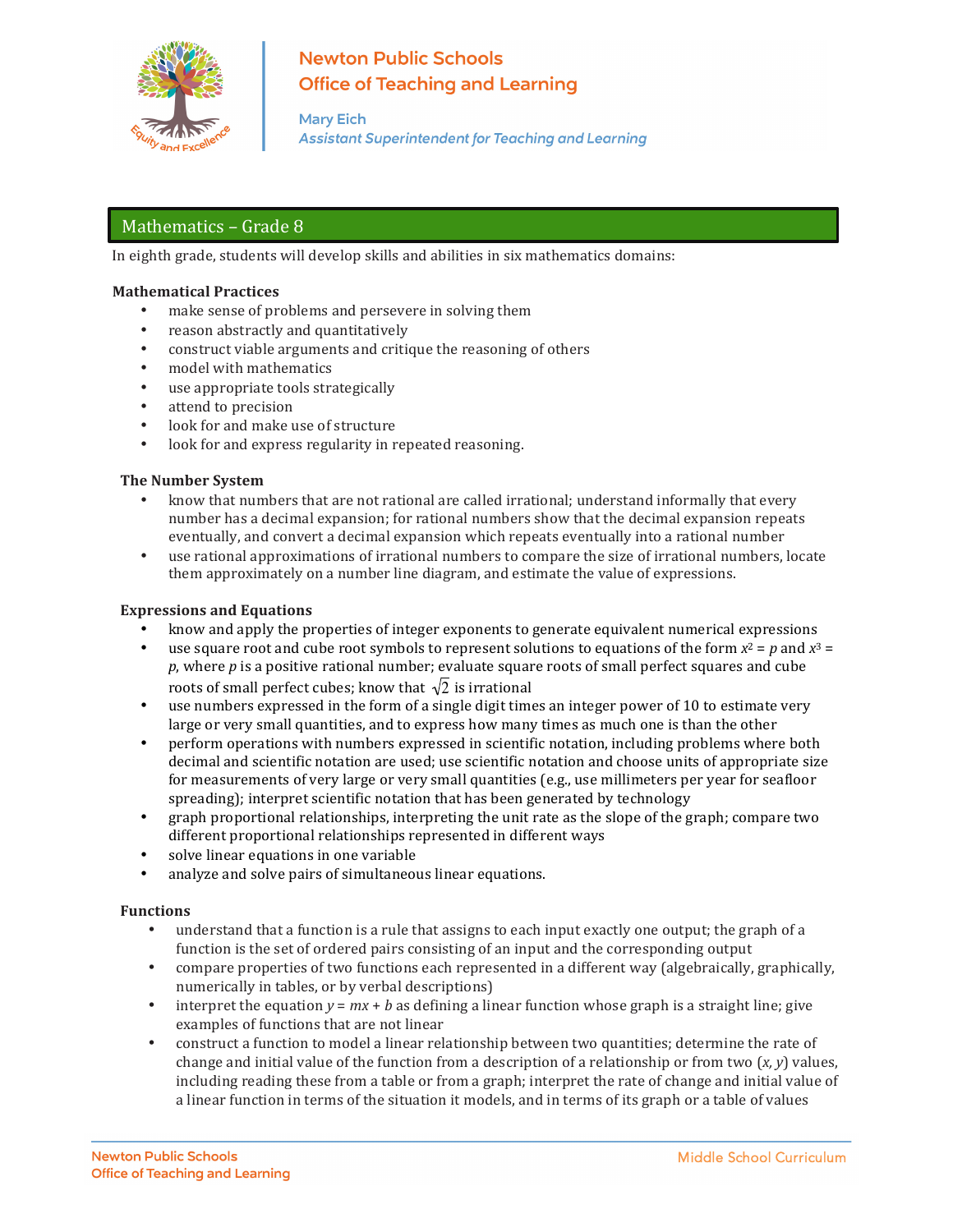Newton Public Schools
Office of Teaching and Learning

Mary Eich
*Assistant Superintendent for Teaching and Learning*

## Mathematics – Grade 8

In eighth grade, students will develop skills and abilities in six mathematics domains:

**Mathematical Practices**

- make sense of problems and persevere in solving them
- reason abstractly and quantitatively
- construct viable arguments and critique the reasoning of others
- model with mathematics
- use appropriate tools strategically
- attend to precision
- look for and make use of structure
- look for and express regularity in repeated reasoning.

**The Number System**

- know that numbers that are not rational are called irrational; understand informally that every number has a decimal expansion; for rational numbers show that the decimal expansion repeats eventually, and convert a decimal expansion which repeats eventually into a rational number
- use rational approximations of irrational numbers to compare the size of irrational numbers, locate them approximately on a number line diagram, and estimate the value of expressions.

**Expressions and Equations**

- know and apply the properties of integer exponents to generate equivalent numerical expressions
- use square root and cube root symbols to represent solutions to equations of the form $x^2 = p$ and $x^3 = p$, where $p$ is a positive rational number; evaluate square roots of small perfect squares and cube roots of small perfect cubes; know that $\sqrt{2}$ is irrational
- use numbers expressed in the form of a single digit times an integer power of 10 to estimate very large or very small quantities, and to express how many times as much one is than the other
- perform operations with numbers expressed in scientific notation, including problems where both decimal and scientific notation are used; use scientific notation and choose units of appropriate size for measurements of very large or very small quantities (e.g., use millimeters per year for seafloor spreading); interpret scientific notation that has been generated by technology
- graph proportional relationships, interpreting the unit rate as the slope of the graph; compare two different proportional relationships represented in different ways
- solve linear equations in one variable
- analyze and solve pairs of simultaneous linear equations.

**Functions**

- understand that a function is a rule that assigns to each input exactly one output; the graph of a function is the set of ordered pairs consisting of an input and the corresponding output
- compare properties of two functions each represented in a different way (algebraically, graphically, numerically in tables, or by verbal descriptions)
- interpret the equation $y = mx + b$ as defining a linear function whose graph is a straight line; give examples of functions that are not linear
- construct a function to model a linear relationship between two quantities; determine the rate of change and initial value of the function from a description of a relationship or from two $(x, y)$ values, including reading these from a table or from a graph; interpret the rate of change and initial value of a linear function in terms of the situation it models, and in terms of its graph or a table of values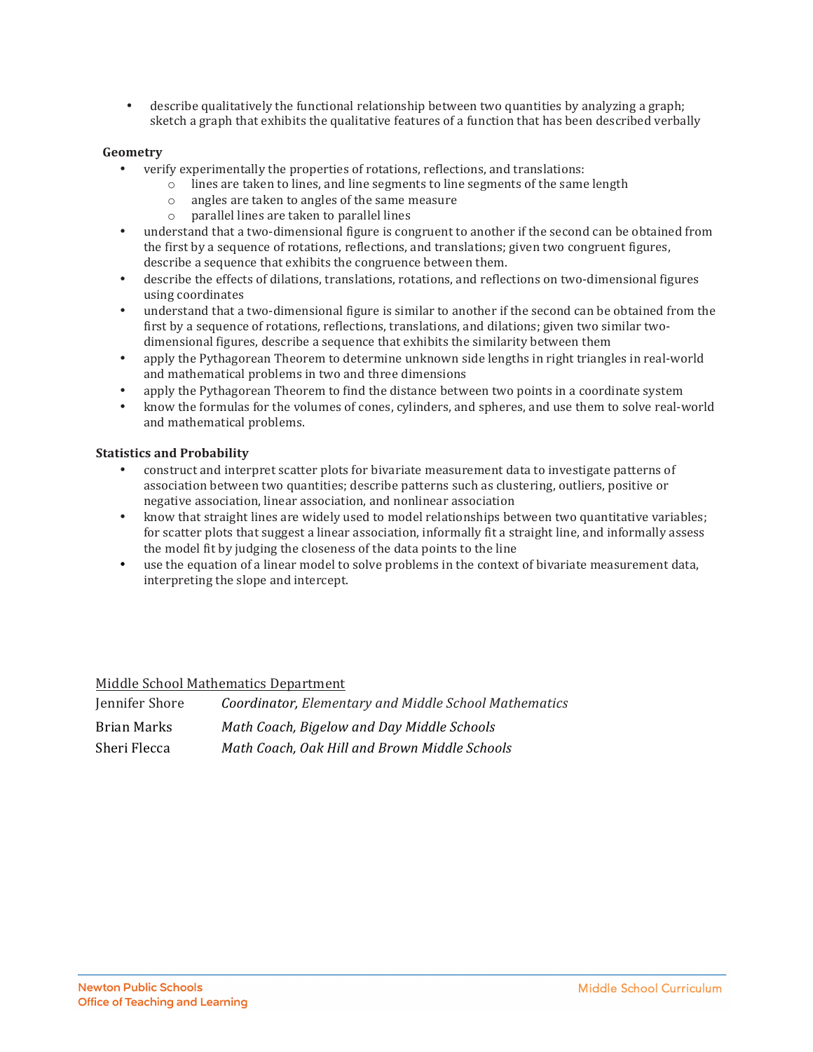- describe qualitatively the functional relationship between two quantities by analyzing a graph; sketch a graph that exhibits the qualitative features of a function that has been described verbally

**Geometry**

- verify experimentally the properties of rotations, reflections, and translations:
  - lines are taken to lines, and line segments to line segments of the same length
  - angles are taken to angles of the same measure
  - parallel lines are taken to parallel lines
- understand that a two-dimensional figure is congruent to another if the second can be obtained from the first by a sequence of rotations, reflections, and translations; given two congruent figures, describe a sequence that exhibits the congruence between them.
- describe the effects of dilations, translations, rotations, and reflections on two-dimensional figures using coordinates
- understand that a two-dimensional figure is similar to another if the second can be obtained from the first by a sequence of rotations, reflections, translations, and dilations; given two similar two-dimensional figures, describe a sequence that exhibits the similarity between them
- apply the Pythagorean Theorem to determine unknown side lengths in right triangles in real-world and mathematical problems in two and three dimensions
- apply the Pythagorean Theorem to find the distance between two points in a coordinate system
- know the formulas for the volumes of cones, cylinders, and spheres, and use them to solve real-world and mathematical problems.

**Statistics and Probability**

- construct and interpret scatter plots for bivariate measurement data to investigate patterns of association between two quantities; describe patterns such as clustering, outliers, positive or negative association, linear association, and nonlinear association
- know that straight lines are widely used to model relationships between two quantitative variables; for scatter plots that suggest a linear association, informally fit a straight line, and informally assess the model fit by judging the closeness of the data points to the line
- use the equation of a linear model to solve problems in the context of bivariate measurement data, interpreting the slope and intercept.

<u>Middle School Mathematics Department</u>

| | |
|---|---|
| Jennifer Shore | *Coordinator, Elementary and Middle School Mathematics* |
| Brian Marks | *Math Coach, Bigelow and Day Middle Schools* |
| Sheri Flecca | *Math Coach, Oak Hill and Brown Middle Schools* |